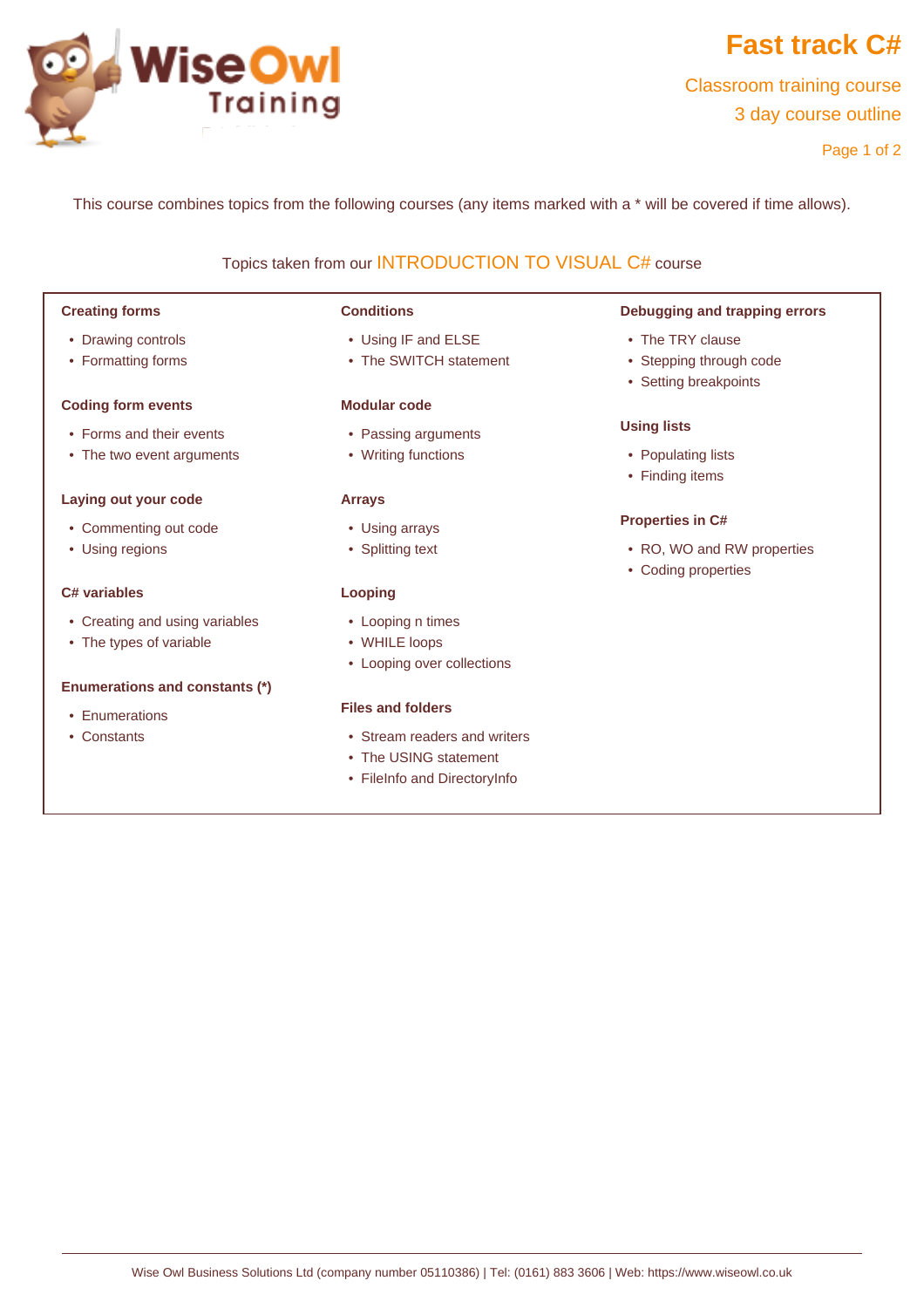# Fast track C#

Classroom training course

3 day course outline

This course combines topics from the following courses (any items marked with a * will be covered if time allows).

## Topics taken from our INTRODUCTION TO VISUAL C# course

### Creating forms

- Drawing controls
- Formatting forms

### Coding form events

- Forms and their events
- The two event arguments

### Laying out your code

- Commenting out code
- Using regions

### C# variables

- Creating and using variables
- The types of variable

### Enumerations and constants (*)

- Enumerations
- Constants

### Conditions

- Using IF and ELSE
- The SWITCH statement

### Modular code

- Passing arguments
- Writing functions

### Arrays

- Using arrays
- Splitting text

### Looping

- Looping n times
- WHILE loops
- Looping over collections

### Files and folders

- Stream readers and writers
- The USING statement
- FileInfo and DirectoryInfo

### Debugging and trapping errors

- The TRY clause
- Stepping through code
- Setting breakpoints

### Using lists

- Populating lists
- Finding items

### Properties in C#

- RO, WO and RW properties
- Coding properties

Wise Owl Business Solutions Ltd (company number 05110386) | Tel: (0161) 883 3606 | Web: https://www.wiseowl.co.uk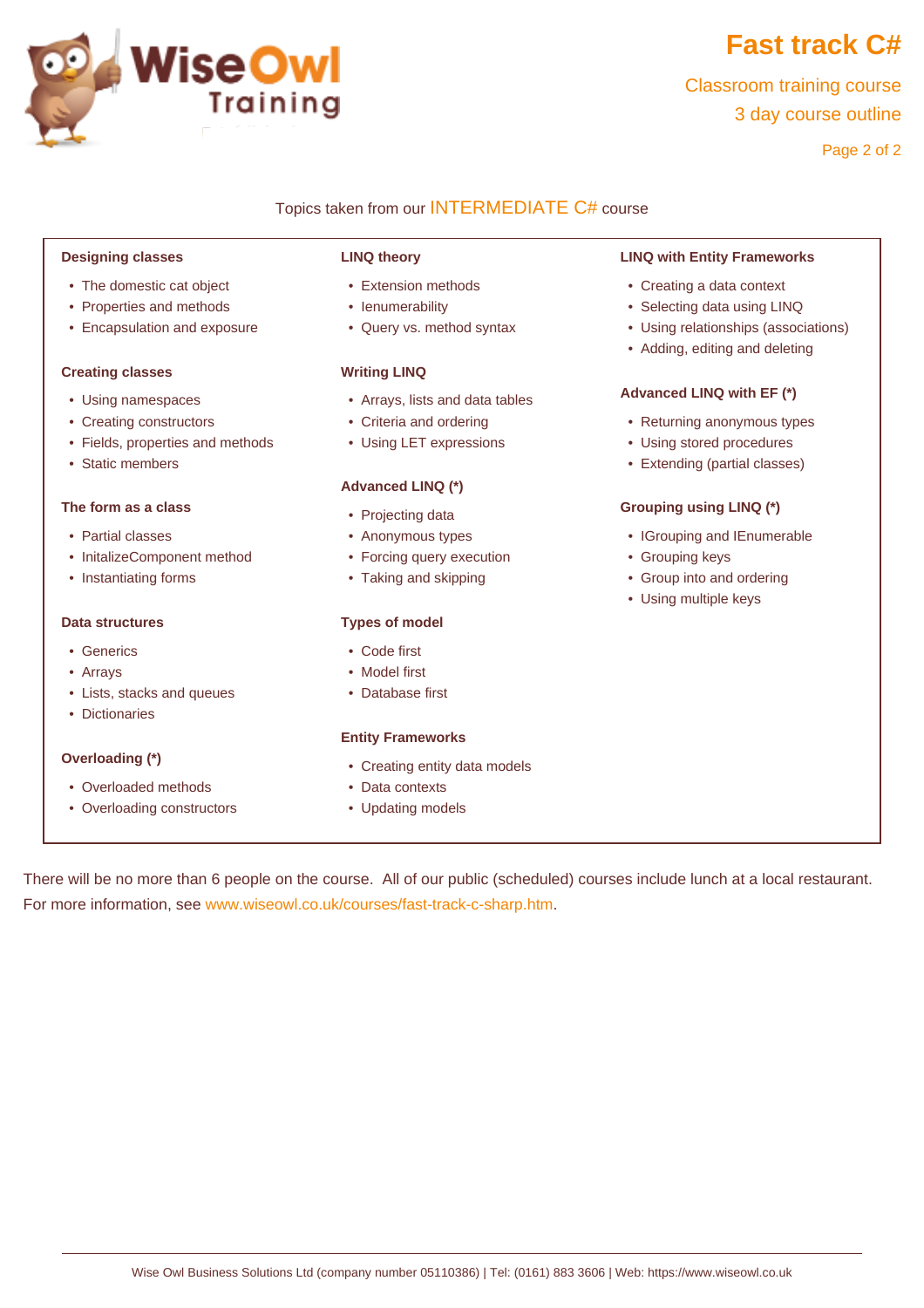# Fast track C#

Classroom training course

3 day course outline

Topics taken from our INTERMEDIATE C# course

**Designing classes**

- The domestic cat object
- Properties and methods
- Encapsulation and exposure

**Creating classes**

- Using namespaces
- Creating constructors
- Fields, properties and methods
- Static members

**The form as a class**

- Partial classes
- InitalizeComponent method
- Instantiating forms

**Data structures**

- Generics
- Arrays
- Lists, stacks and queues
- Dictionaries

**Overloading (*)**

- Overloaded methods
- Overloading constructors

**LINQ theory**

- Extension methods
- Ienumerability
- Query vs. method syntax

**Writing LINQ**

- Arrays, lists and data tables
- Criteria and ordering
- Using LET expressions

**Advanced LINQ (*)**

- Projecting data
- Anonymous types
- Forcing query execution
- Taking and skipping

**Types of model**

- Code first
- Model first
- Database first

**Entity Frameworks**

- Creating entity data models
- Data contexts
- Updating models

**LINQ with Entity Frameworks**

- Creating a data context
- Selecting data using LINQ
- Using relationships (associations)
- Adding, editing and deleting

**Advanced LINQ with EF (*)**

- Returning anonymous types
- Using stored procedures
- Extending (partial classes)

**Grouping using LINQ (*)**

- IGrouping and IEnumerable
- Grouping keys
- Group into and ordering
- Using multiple keys

There will be no more than 6 people on the course. All of our public (scheduled) courses include lunch at a local restaurant. For more information, see www.wiseowl.co.uk/courses/fast-track-c-sharp.htm.

Wise Owl Business Solutions Ltd (company number 05110386) | Tel: (0161) 883 3606 | Web: https://www.wiseowl.co.uk